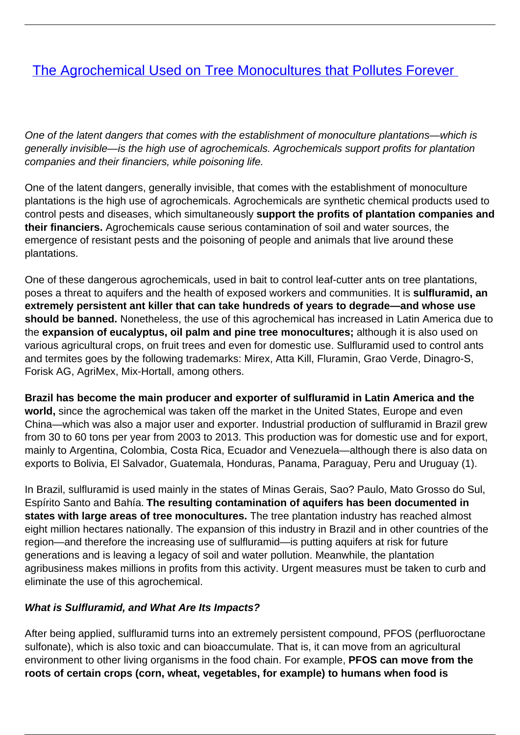# [The Agrochemical Used on Tree Monocultures that Pollutes Forever](#)

*One of the latent dangers that comes with the establishment of monoculture plantations—which is generally invisible—is the high use of agrochemicals. Agrochemicals support profits for plantation companies and their financiers, while poisoning life.*

One of the latent dangers, generally invisible, that comes with the establishment of monoculture plantations is the high use of agrochemicals. Agrochemicals are synthetic chemical products used to control pests and diseases, which simultaneously **support the profits of plantation companies and their financiers.** Agrochemicals cause serious contamination of soil and water sources, the emergence of resistant pests and the poisoning of people and animals that live around these plantations.

One of these dangerous agrochemicals, used in bait to control leaf-cutter ants on tree plantations, poses a threat to aquifers and the health of exposed workers and communities. It is **sulfluramid, an extremely persistent ant killer that can take hundreds of years to degrade—and whose use should be banned.** Nonetheless, the use of this agrochemical has increased in Latin America due to the **expansion of eucalyptus, oil palm and pine tree monocultures;** although it is also used on various agricultural crops, on fruit trees and even for domestic use. Sulfluramid used to control ants and termites goes by the following trademarks: Mirex, Atta Kill, Fluramin, Grao Verde, Dinagro-S, Forisk AG, AgriMex, Mix-Hortall, among others.

**Brazil has become the main producer and exporter of sulfluramid in Latin America and the world,** since the agrochemical was taken off the market in the United States, Europe and even China—which was also a major user and exporter. Industrial production of sulfluramid in Brazil grew from 30 to 60 tons per year from 2003 to 2013. This production was for domestic use and for export, mainly to Argentina, Colombia, Costa Rica, Ecuador and Venezuela—although there is also data on exports to Bolivia, El Salvador, Guatemala, Honduras, Panama, Paraguay, Peru and Uruguay (1).

In Brazil, sulfluramid is used mainly in the states of Minas Gerais, Sao? Paulo, Mato Grosso do Sul, Espírito Santo and Bahía. **The resulting contamination of aquifers has been documented in states with large areas of tree monocultures.** The tree plantation industry has reached almost eight million hectares nationally. The expansion of this industry in Brazil and in other countries of the region—and therefore the increasing use of sulfluramid—is putting aquifers at risk for future generations and is leaving a legacy of soil and water pollution. Meanwhile, the plantation agribusiness makes millions in profits from this activity. Urgent measures must be taken to curb and eliminate the use of this agrochemical.

***What is Sulfluramid, and What Are Its Impacts?***

After being applied, sulfluramid turns into an extremely persistent compound, PFOS (perfluoroctane sulfonate), which is also toxic and can bioaccumulate. That is, it can move from an agricultural environment to other living organisms in the food chain. For example, **PFOS can move from the roots of certain crops (corn, wheat, vegetables, for example) to humans when food is**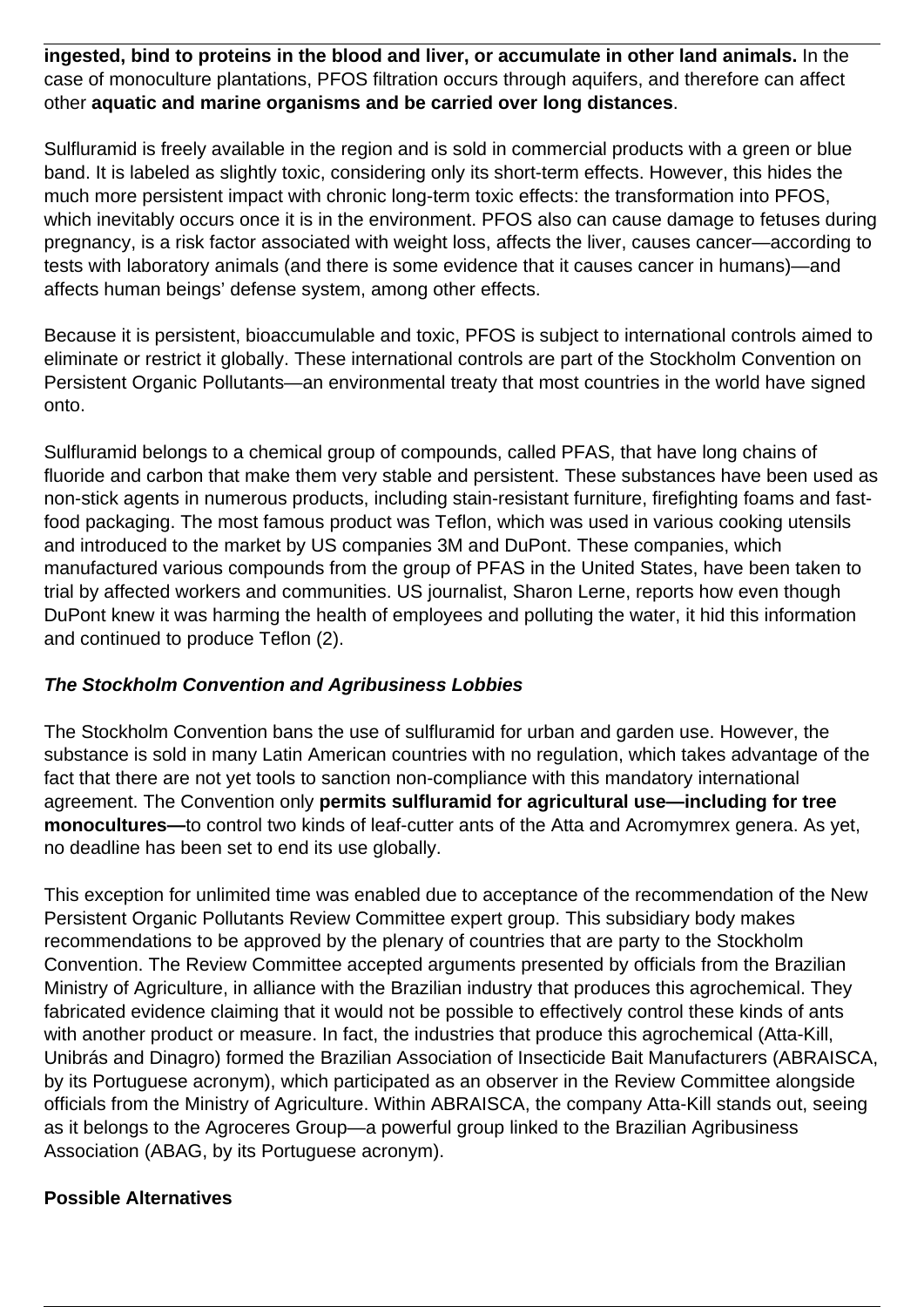**ingested, bind to proteins in the blood and liver, or accumulate in other land animals.** In the case of monoculture plantations, PFOS filtration occurs through aquifers, and therefore can affect other **aquatic and marine organisms and be carried over long distances**.

Sulfluramid is freely available in the region and is sold in commercial products with a green or blue band. It is labeled as slightly toxic, considering only its short-term effects. However, this hides the much more persistent impact with chronic long-term toxic effects: the transformation into PFOS, which inevitably occurs once it is in the environment. PFOS also can cause damage to fetuses during pregnancy, is a risk factor associated with weight loss, affects the liver, causes cancer—according to tests with laboratory animals (and there is some evidence that it causes cancer in humans)—and affects human beings' defense system, among other effects.

Because it is persistent, bioaccumulable and toxic, PFOS is subject to international controls aimed to eliminate or restrict it globally. These international controls are part of the Stockholm Convention on Persistent Organic Pollutants—an environmental treaty that most countries in the world have signed onto.

Sulfluramid belongs to a chemical group of compounds, called PFAS, that have long chains of fluoride and carbon that make them very stable and persistent. These substances have been used as non-stick agents in numerous products, including stain-resistant furniture, firefighting foams and fast-food packaging. The most famous product was Teflon, which was used in various cooking utensils and introduced to the market by US companies 3M and DuPont. These companies, which manufactured various compounds from the group of PFAS in the United States, have been taken to trial by affected workers and communities. US journalist, Sharon Lerne, reports how even though DuPont knew it was harming the health of employees and polluting the water, it hid this information and continued to produce Teflon (2).

### ***The Stockholm Convention and Agribusiness Lobbies***

The Stockholm Convention bans the use of sulfluramid for urban and garden use. However, the substance is sold in many Latin American countries with no regulation, which takes advantage of the fact that there are not yet tools to sanction non-compliance with this mandatory international agreement. The Convention only **permits sulfluramid for agricultural use—including for tree monocultures—**to control two kinds of leaf-cutter ants of the Atta and Acromymrex genera. As yet, no deadline has been set to end its use globally.

This exception for unlimited time was enabled due to acceptance of the recommendation of the New Persistent Organic Pollutants Review Committee expert group. This subsidiary body makes recommendations to be approved by the plenary of countries that are party to the Stockholm Convention. The Review Committee accepted arguments presented by officials from the Brazilian Ministry of Agriculture, in alliance with the Brazilian industry that produces this agrochemical. They fabricated evidence claiming that it would not be possible to effectively control these kinds of ants with another product or measure. In fact, the industries that produce this agrochemical (Atta-Kill, Unibrás and Dinagro) formed the Brazilian Association of Insecticide Bait Manufacturers (ABRAISCA, by its Portuguese acronym), which participated as an observer in the Review Committee alongside officials from the Ministry of Agriculture. Within ABRAISCA, the company Atta-Kill stands out, seeing as it belongs to the Agroceres Group—a powerful group linked to the Brazilian Agribusiness Association (ABAG, by its Portuguese acronym).

### **Possible Alternatives**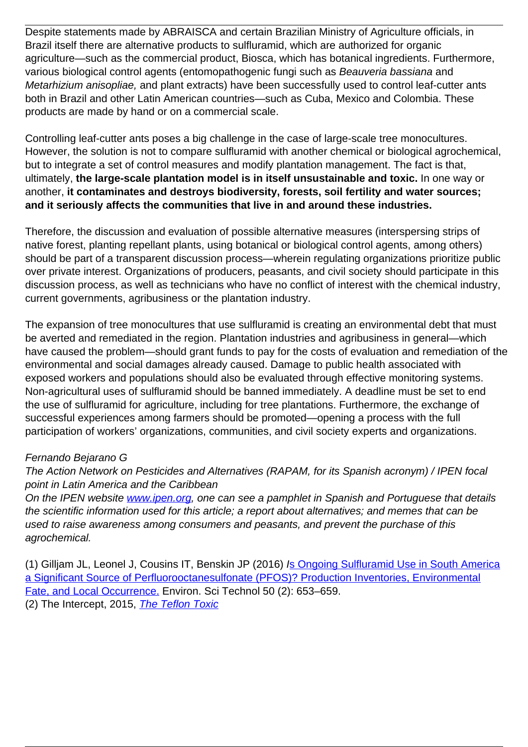Despite statements made by ABRAISCA and certain Brazilian Ministry of Agriculture officials, in Brazil itself there are alternative products to sulfluramid, which are authorized for organic agriculture—such as the commercial product, Biosca, which has botanical ingredients. Furthermore, various biological control agents (entomopathogenic fungi such as *Beauveria bassiana* and *Metarhizium anisopliae,* and plant extracts) have been successfully used to control leaf-cutter ants both in Brazil and other Latin American countries—such as Cuba, Mexico and Colombia. These products are made by hand or on a commercial scale.

Controlling leaf-cutter ants poses a big challenge in the case of large-scale tree monocultures. However, the solution is not to compare sulfluramid with another chemical or biological agrochemical, but to integrate a set of control measures and modify plantation management. The fact is that, ultimately, **the large-scale plantation model is in itself unsustainable and toxic.** In one way or another, **it contaminates and destroys biodiversity, forests, soil fertility and water sources; and it seriously affects the communities that live in and around these industries.**

Therefore, the discussion and evaluation of possible alternative measures (interspersing strips of native forest, planting repellant plants, using botanical or biological control agents, among others) should be part of a transparent discussion process—wherein regulating organizations prioritize public over private interest. Organizations of producers, peasants, and civil society should participate in this discussion process, as well as technicians who have no conflict of interest with the chemical industry, current governments, agribusiness or the plantation industry.

The expansion of tree monocultures that use sulfluramid is creating an environmental debt that must be averted and remediated in the region. Plantation industries and agribusiness in general—which have caused the problem—should grant funds to pay for the costs of evaluation and remediation of the environmental and social damages already caused. Damage to public health associated with exposed workers and populations should also be evaluated through effective monitoring systems. Non-agricultural uses of sulfluramid should be banned immediately. A deadline must be set to end the use of sulfluramid for agriculture, including for tree plantations. Furthermore, the exchange of successful experiences among farmers should be promoted—opening a process with the full participation of workers' organizations, communities, and civil society experts and organizations.

*Fernando Bejarano G*
*The Action Network on Pesticides and Alternatives (RAPAM, for its Spanish acronym) / IPEN focal point in Latin America and the Caribbean*
*On the IPEN website www.ipen.org, one can see a pamphlet in Spanish and Portuguese that details the scientific information used for this article; a report about alternatives; and memes that can be used to raise awareness among consumers and peasants, and prevent the purchase of this agrochemical.*

(1) Gilljam JL, Leonel J, Cousins IT, Benskin JP (2016) *I*s Ongoing Sulfluramid Use in South America a Significant Source of Perfluorooctanesulfonate (PFOS)? Production Inventories, Environmental Fate, and Local Occurrence. Environ. Sci Technol 50 (2): 653–659.
(2) The Intercept, 2015, *The Teflon Toxic*